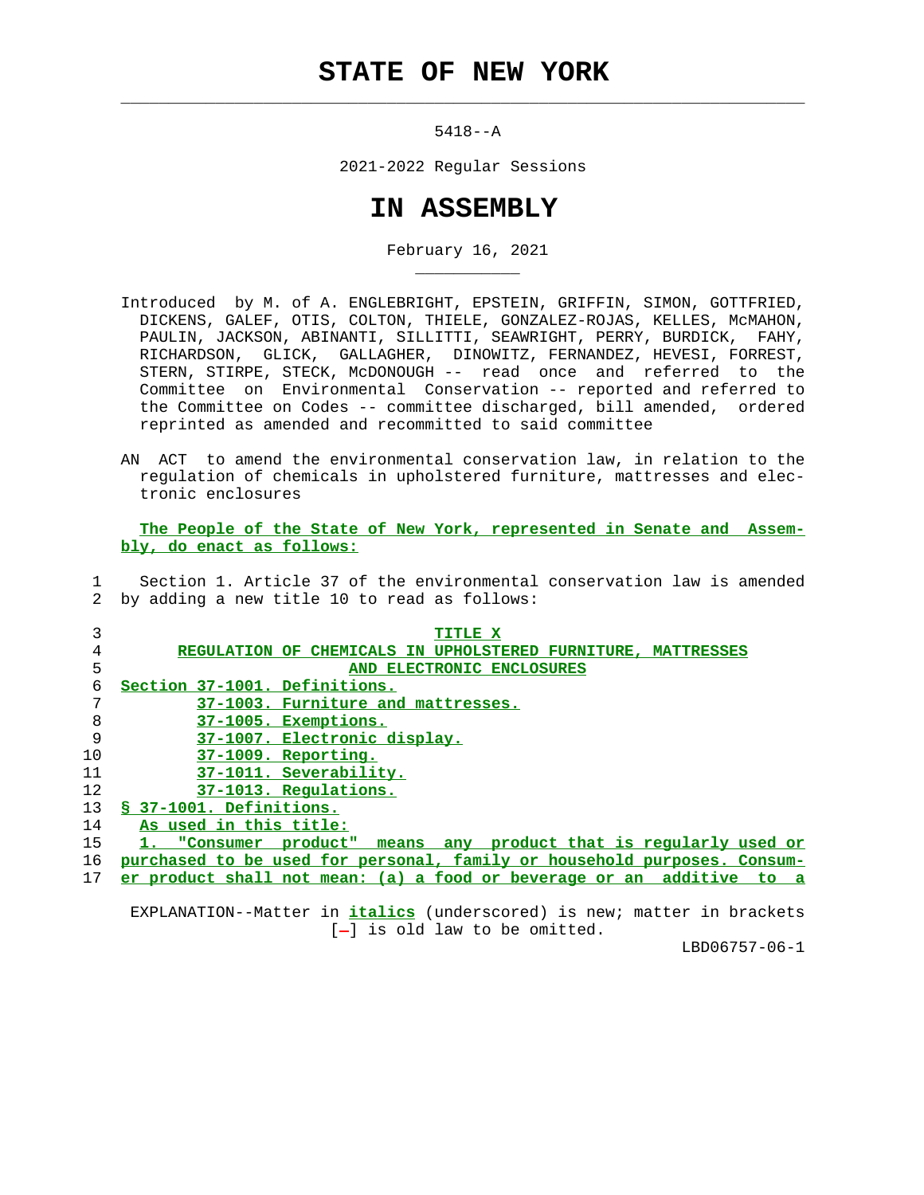# STATE OF NEW YORK

5418--A

2021-2022 Regular Sessions

# IN ASSEMBLY

February 16, 2021

Introduced by M. of A. ENGLEBRIGHT, EPSTEIN, GRIFFIN, SIMON, GOTTFRIED, DICKENS, GALEF, OTIS, COLTON, THIELE, GONZALEZ-ROJAS, KELLES, McMAHON, PAULIN, JACKSON, ABINANTI, SILLITTI, SEAWRIGHT, PERRY, BURDICK, FAHY, RICHARDSON, GLICK, GALLAGHER, DINOWITZ, FERNANDEZ, HEVESI, FORREST, STERN, STIRPE, STECK, McDONOUGH -- read once and referred to the Committee on Environmental Conservation -- reported and referred to the Committee on Codes -- committee discharged, bill amended, ordered reprinted as amended and recommitted to said committee

AN ACT to amend the environmental conservation law, in relation to the regulation of chemicals in upholstered furniture, mattresses and electronic enclosures

**The People of the State of New York, represented in Senate and Assembly, do enact as follows:**

1 Section 1. Article 37 of the environmental conservation law is amended
2 by adding a new title 10 to read as follows:

3 TITLE X
4 REGULATION OF CHEMICALS IN UPHOLSTERED FURNITURE, MATTRESSES
5 AND ELECTRONIC ENCLOSURES
6 Section 37-1001. Definitions.
7 37-1003. Furniture and mattresses.
8 37-1005. Exemptions.
9 37-1007. Electronic display.
10 37-1009. Reporting.
11 37-1011. Severability.
12 37-1013. Regulations.
13 § 37-1001. Definitions.
14 As used in this title:
15 1. "Consumer product" means any product that is regularly used or
16 purchased to be used for personal, family or household purposes. Consum-
17 er product shall not mean: (a) a food or beverage or an additive to a

EXPLANATION--Matter in *italics* (underscored) is new; matter in brackets [-] is old law to be omitted.

LBD06757-06-1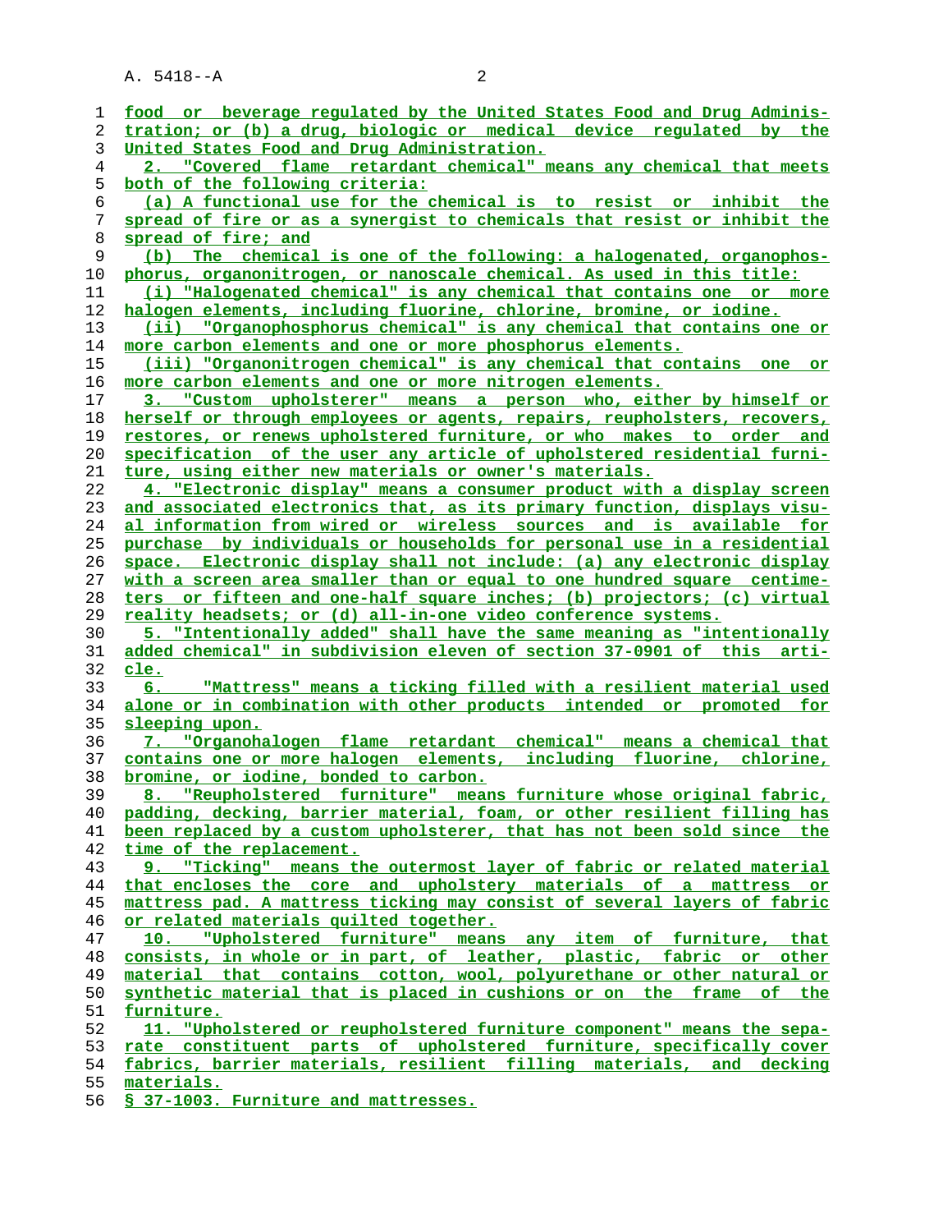food or beverage regulated by the United States Food and Drug Administration; or (b) a drug, biologic or medical device regulated by the United States Food and Drug Administration.

2. "Covered flame retardant chemical" means any chemical that meets both of the following criteria:

(a) A functional use for the chemical is to resist or inhibit the spread of fire or as a synergist to chemicals that resist or inhibit the spread of fire; and

(b) The chemical is one of the following: a halogenated, organophosphorus, organonitrogen, or nanoscale chemical. As used in this title:

(i) "Halogenated chemical" is any chemical that contains one or more halogen elements, including fluorine, chlorine, bromine, or iodine.

(ii) "Organophosphorus chemical" is any chemical that contains one or more carbon elements and one or more phosphorus elements.

(iii) "Organonitrogen chemical" is any chemical that contains one or more carbon elements and one or more nitrogen elements.

3. "Custom upholsterer" means a person who, either by himself or herself or through employees or agents, repairs, reupholsters, recovers, restores, or renews upholstered furniture, or who makes to order and specification of the user any article of upholstered residential furniture, using either new materials or owner's materials.

4. "Electronic display" means a consumer product with a display screen and associated electronics that, as its primary function, displays visual information from wired or wireless sources and is available for purchase by individuals or households for personal use in a residential space. Electronic display shall not include: (a) any electronic display with a screen area smaller than or equal to one hundred square centimeters or fifteen and one-half square inches; (b) projectors; (c) virtual reality headsets; or (d) all-in-one video conference systems.

5. "Intentionally added" shall have the same meaning as "intentionally added chemical" in subdivision eleven of section 37-0901 of this article.

6. "Mattress" means a ticking filled with a resilient material used alone or in combination with other products intended or promoted for sleeping upon.

7. "Organohalogen flame retardant chemical" means a chemical that contains one or more halogen elements, including fluorine, chlorine, bromine, or iodine, bonded to carbon.

8. "Reupholstered furniture" means furniture whose original fabric, padding, decking, barrier material, foam, or other resilient filling has been replaced by a custom upholsterer, that has not been sold since the time of the replacement.

9. "Ticking" means the outermost layer of fabric or related material that encloses the core and upholstery materials of a mattress or mattress pad. A mattress ticking may consist of several layers of fabric or related materials quilted together.

10. "Upholstered furniture" means any item of furniture, that consists, in whole or in part, of leather, plastic, fabric or other material that contains cotton, wool, polyurethane or other natural or synthetic material that is placed in cushions or on the frame of the furniture.

11. "Upholstered or reupholstered furniture component" means the separate constituent parts of upholstered furniture, specifically cover fabrics, barrier materials, resilient filling materials, and decking materials.

§ 37-1003. Furniture and mattresses.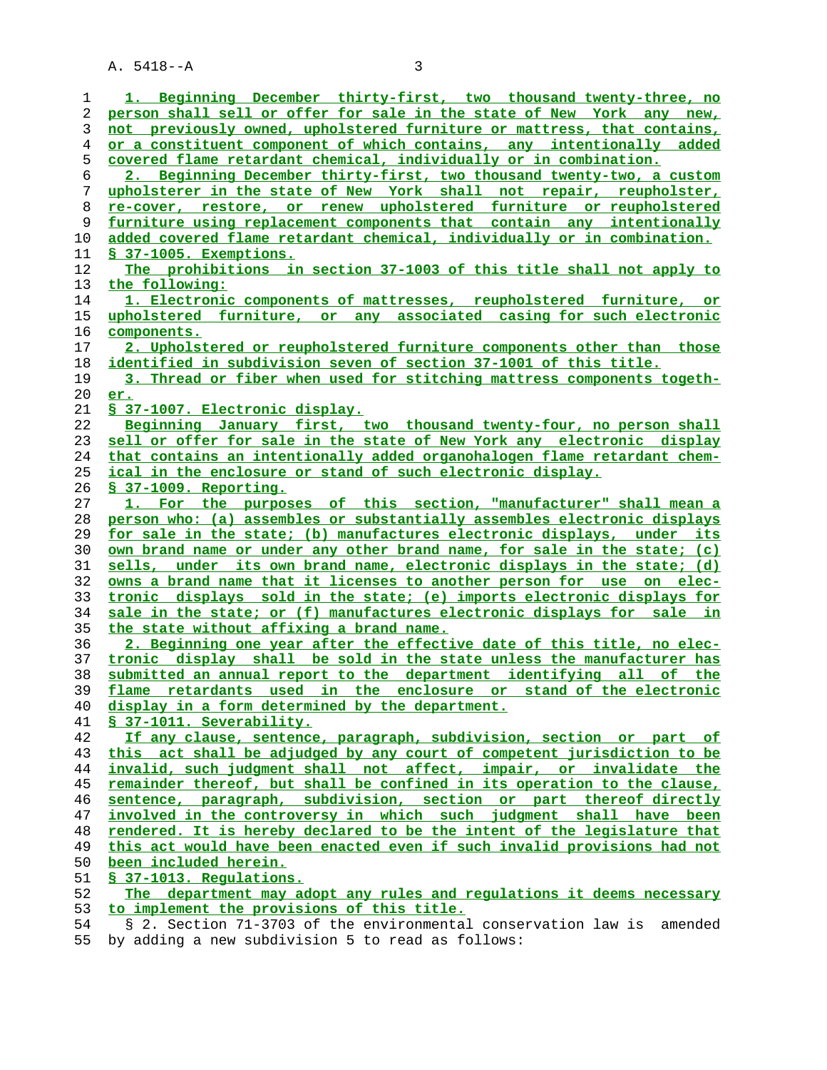1. Beginning December thirty-first, two thousand twenty-three, no person shall sell or offer for sale in the state of New York any new, not previously owned, upholstered furniture or mattress, that contains, or a constituent component of which contains, any intentionally added covered flame retardant chemical, individually or in combination.

2. Beginning December thirty-first, two thousand twenty-two, a custom upholsterer in the state of New York shall not repair, reupholster, re-cover, restore, or renew upholstered furniture or reupholstered furniture using replacement components that contain any intentionally added covered flame retardant chemical, individually or in combination.

§ 37-1005. Exemptions.

The prohibitions in section 37-1003 of this title shall not apply to the following:

1. Electronic components of mattresses, reupholstered furniture, or upholstered furniture, or any associated casing for such electronic components.

2. Upholstered or reupholstered furniture components other than those identified in subdivision seven of section 37-1001 of this title.

3. Thread or fiber when used for stitching mattress components together.

§ 37-1007. Electronic display.

Beginning January first, two thousand twenty-four, no person shall sell or offer for sale in the state of New York any electronic display that contains an intentionally added organohalogen flame retardant chemical in the enclosure or stand of such electronic display.

§ 37-1009. Reporting.

1. For the purposes of this section, "manufacturer" shall mean a person who: (a) assembles or substantially assembles electronic displays for sale in the state; (b) manufactures electronic displays, under its own brand name or under any other brand name, for sale in the state; (c) sells, under its own brand name, electronic displays in the state; (d) owns a brand name that it licenses to another person for use on electronic displays sold in the state; (e) imports electronic displays for sale in the state; or (f) manufactures electronic displays for sale in the state without affixing a brand name.

2. Beginning one year after the effective date of this title, no electronic display shall be sold in the state unless the manufacturer has submitted an annual report to the department identifying all of the flame retardants used in the enclosure or stand of the electronic display in a form determined by the department.

§ 37-1011. Severability.

If any clause, sentence, paragraph, subdivision, section or part of this act shall be adjudged by any court of competent jurisdiction to be invalid, such judgment shall not affect, impair, or invalidate the remainder thereof, but shall be confined in its operation to the clause, sentence, paragraph, subdivision, section or part thereof directly involved in the controversy in which such judgment shall have been rendered. It is hereby declared to be the intent of the legislature that this act would have been enacted even if such invalid provisions had not been included herein.

§ 37-1013. Regulations.

The department may adopt any rules and regulations it deems necessary to implement the provisions of this title.

§ 2. Section 71-3703 of the environmental conservation law is amended by adding a new subdivision 5 to read as follows: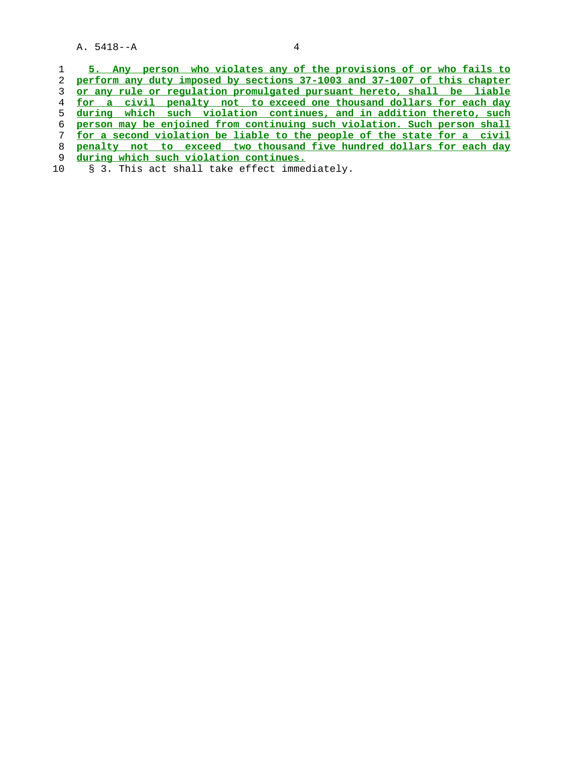5. Any person who violates any of the provisions of or who fails to perform any duty imposed by sections 37-1003 and 37-1007 of this chapter or any rule or regulation promulgated pursuant hereto, shall be liable for a civil penalty not to exceed one thousand dollars for each day during which such violation continues, and in addition thereto, such person may be enjoined from continuing such violation. Such person shall for a second violation be liable to the people of the state for a civil penalty not to exceed two thousand five hundred dollars for each day during which such violation continues.

§ 3. This act shall take effect immediately.